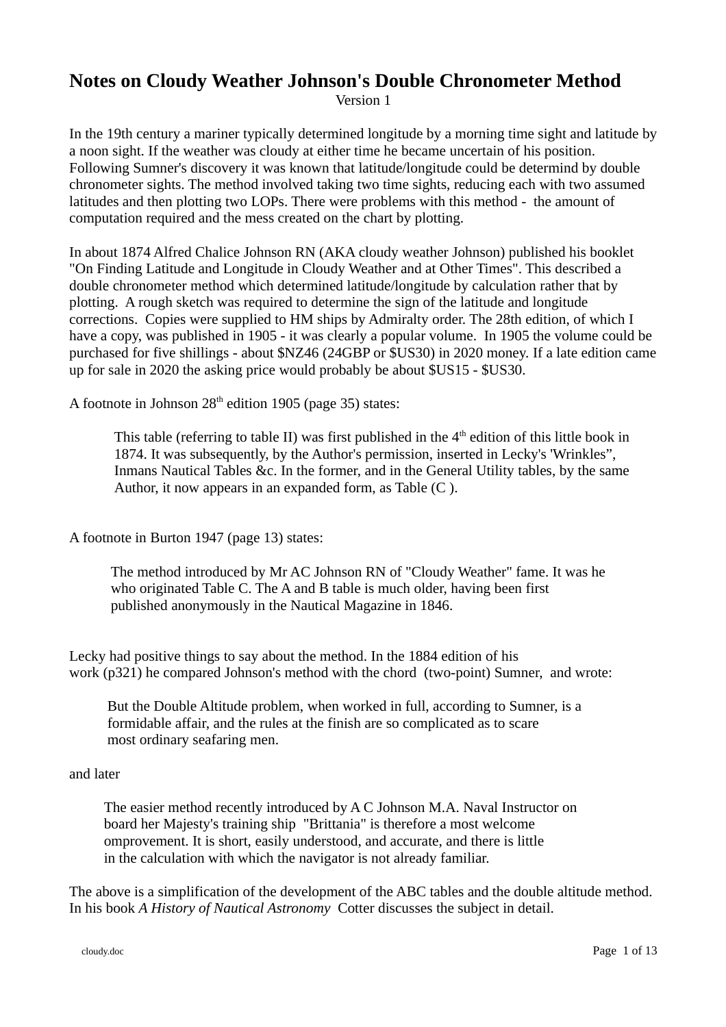# Notes on Cloudy Weather Johnson's Double Chronometer Method

Version 1

In the 19th century a mariner typically determined longitude by a morning time sight and latitude by a noon sight. If the weather was cloudy at either time he became uncertain of his position. Following Sumner's discovery it was known that latitude/longitude could be determind by double chronometer sights. The method involved taking two time sights, reducing each with two assumed latitudes and then plotting two LOPs. There were problems with this method - the amount of computation required and the mess created on the chart by plotting.

In about 1874 Alfred Chalice Johnson RN (AKA cloudy weather Johnson) published his booklet "On Finding Latitude and Longitude in Cloudy Weather and at Other Times". This described a double chronometer method which determined latitude/longitude by calculation rather that by plotting. A rough sketch was required to determine the sign of the latitude and longitude corrections. Copies were supplied to HM ships by Admiralty order. The 28th edition, of which I have a copy, was published in 1905 - it was clearly a popular volume. In 1905 the volume could be purchased for five shillings - about $NZ46 (24GBP or $US30) in 2020 money. If a late edition came up for sale in 2020 the asking price would probably be about $US15 - $US30.

A footnote in Johnson 28th edition 1905 (page 35) states:

> This table (referring to table II) was first published in the 4th edition of this little book in 1874. It was subsequently, by the Author's permission, inserted in Lecky's 'Wrinkles”, Inmans Nautical Tables &c. In the former, and in the General Utility tables, by the same Author, it now appears in an expanded form, as Table (C ).

A footnote in Burton 1947 (page 13) states:

> The method introduced by Mr AC Johnson RN of "Cloudy Weather" fame. It was he who originated Table C. The A and B table is much older, having been first published anonymously in the Nautical Magazine in 1846.

Lecky had positive things to say about the method. In the 1884 edition of his work (p321) he compared Johnson's method with the chord (two-point) Sumner, and wrote:

> But the Double Altitude problem, when worked in full, according to Sumner, is a formidable affair, and the rules at the finish are so complicated as to scare most ordinary seafaring men.

and later

> The easier method recently introduced by A C Johnson M.A. Naval Instructor on board her Majesty's training ship "Brittania" is therefore a most welcome omprovement. It is short, easily understood, and accurate, and there is little in the calculation with which the navigator is not already familiar.

The above is a simplification of the development of the ABC tables and the double altitude method. In his book *A History of Nautical Astronomy* Cotter discusses the subject in detail.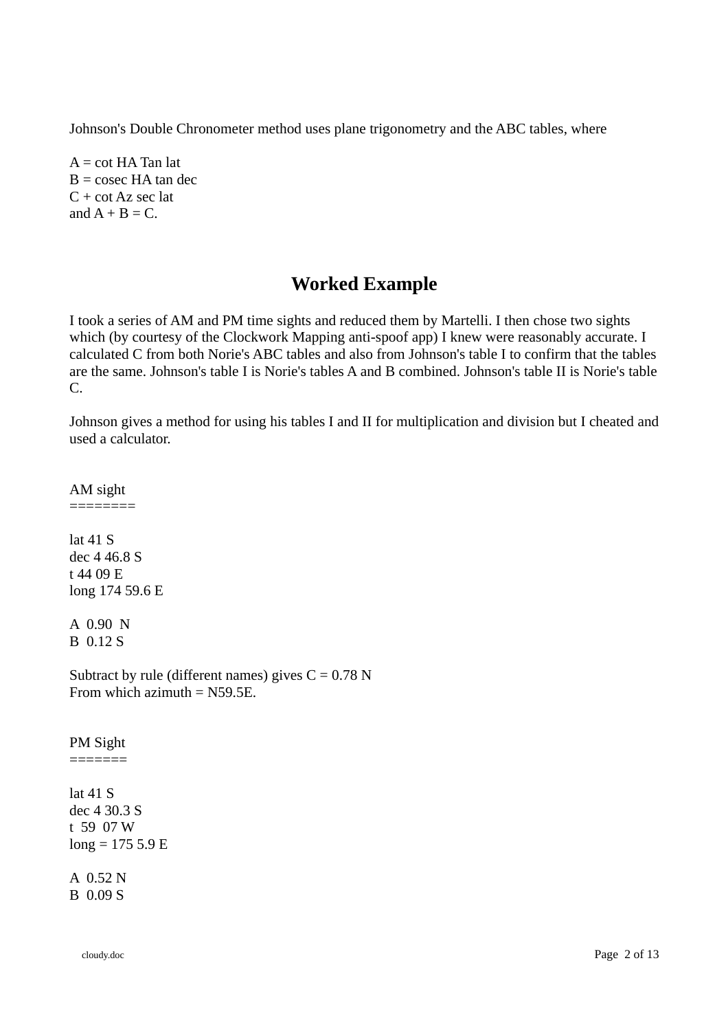Johnson's Double Chronometer method uses plane trigonometry and the ABC tables, where

A = cot HA Tan lat
B = cosec HA tan dec
C + cot Az sec lat
and A + B = C.

## Worked Example

I took a series of AM and PM time sights and reduced them by Martelli. I then chose two sights which (by courtesy of the Clockwork Mapping anti-spoof app) I knew were reasonably accurate. I calculated C from both Norie's ABC tables and also from Johnson's table I to confirm that the tables are the same. Johnson's table I is Norie's tables A and B combined. Johnson's table II is Norie's table C.

Johnson gives a method for using his tables I and II for multiplication and division but I cheated and used a calculator.

AM sight
========

lat 41 S
dec 4 46.8 S
t 44 09 E
long 174 59.6 E

A 0.90 N
B 0.12 S

Subtract by rule (different names) gives C = 0.78 N
From which azimuth = N59.5E.

PM Sight
=======

lat 41 S
dec 4 30.3 S
t 59 07 W
long = 175 5.9 E

A 0.52 N
B 0.09 S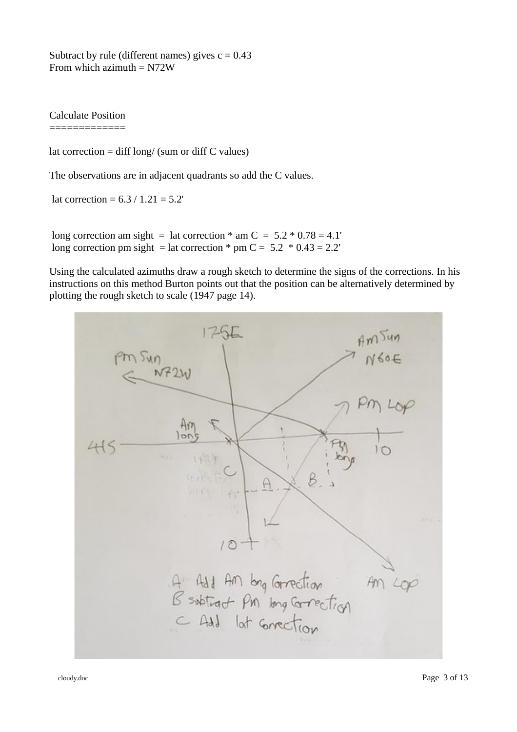Subtract by rule (different names) gives c = 0.43
From which azimuth = N72W

Calculate Position
=============

lat correction = diff long/ (sum or diff C values)

The observations are in adjacent quadrants so add the C values.

lat correction = 6.3 / 1.21 = 5.2'

long correction am sight = lat correction * am C = 5.2 * 0.78 = 4.1'
long correction pm sight = lat correction * pm C = 5.2 * 0.43 = 2.2'

Using the calculated azimuths draw a rough sketch to determine the signs of the corrections. In his instructions on this method Burton points out that the position can be alternatively determined by plotting the rough sketch to scale (1947 page 14).

175E

Am Sun
N60E

Pm Sun
N72W

Pm Lop

Am long

41S

Pm long

10

C

A

B

10

Am Lop

A Add Am long Correction
B subtract Pm long Correction
C Add lat Correction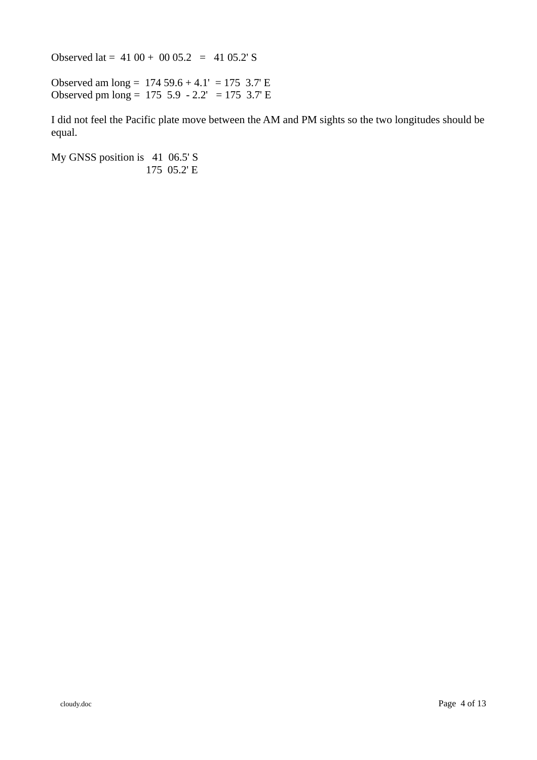Observed lat = 41 00 + 00 05.2 = 41 05.2' S

Observed am long = 174 59.6 + 4.1' = 175 3.7' E
Observed pm long = 175 5.9 - 2.2' = 175 3.7' E

I did not feel the Pacific plate move between the AM and PM sights so the two longitudes should be equal.

My GNSS position is 41 06.5' S
175 05.2' E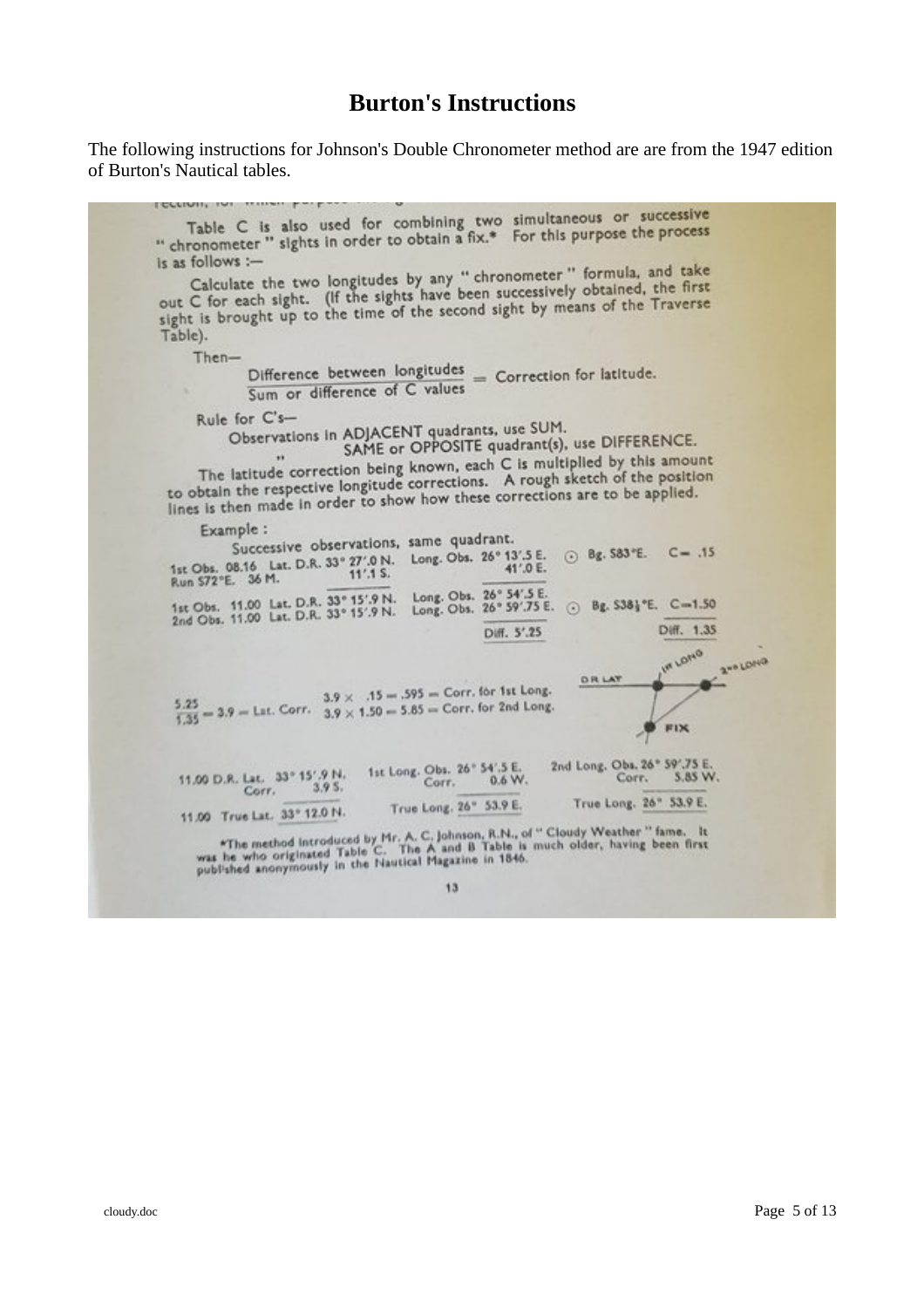# Burton's Instructions

The following instructions for Johnson's Double Chronometer method are are from the 1947 edition of Burton's Nautical tables.

rection, for which purpose ...

Table C is also used for combining two simultaneous or successive "chronometer" sights in order to obtain a fix.* For this purpose the process is as follows :—

Calculate the two longitudes by any "chronometer" formula, and take out C for each sight. (If the sights have been successively obtained, the first sight is brought up to the time of the second sight by means of the Traverse Table).

Then—

$$\frac{\text{Difference between longitudes}}{\text{Sum or difference of C values}} = \text{Correction for latitude.}$$

Rule for C's—

Observations in ADJACENT quadrants, use SUM.

" SAME or OPPOSITE quadrant(s), use DIFFERENCE.

The latitude correction being known, each C is multiplied by this amount to obtain the respective longitude corrections. A rough sketch of the position lines is then made in order to show how these corrections are to be applied.

Example :

Successive observations, same quadrant.

1st Obs. 08.16 Lat. D.R. 33° 27'.0 N. Long. Obs. 26° 13'.5 E. ☉ Bg. S83°E. C = .15
Run S72°E. 36 M. 11'.1 S. 41'.0 E.

1st Obs. 11.00 Lat. D.R. 33° 15'.9 N. Long. Obs. 26° 54'.5 E.
2nd Obs. 11.00 Lat. D.R. 33° 15'.9 N. Long. Obs. 26° 59'.75 E. ☉ Bg. S38½°E. C = 1.50

Diff. 5'.25 Diff. 1.35

$\frac{5.25}{1.35}$ = 3.9 = Lat. Corr.

3.9 × .15 = .595 = Corr. for 1st Long.
3.9 × 1.50 = 5.85 = Corr. for 2nd Long.

1st LONG
2nd LONG
DR LAT
FIX

11.00 D.R. Lat. 33° 15'.9 N.
Corr. 3.9 S.

11.00 True Lat. 33° 12.0 N.

1st Long. Obs. 26° 54'.5 E.
Corr. 0.6 W.

True Long. 26° 53.9 E.

2nd Long. Obs. 26° 59'.75 E.
Corr. 5.85 W.

True Long. 26° 53.9 E.

*The method introduced by Mr. A. C. Johnson, R.N., of "Cloudy Weather" fame. It was he who originated Table C. The A and B Table is much older, having been first published anonymously in the Nautical Magazine in 1846.

13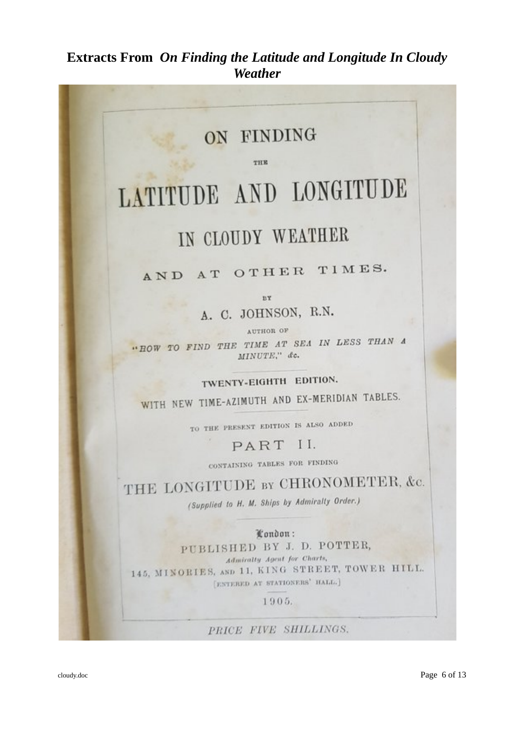**Extracts From** ***On Finding the Latitude and Longitude In Cloudy Weather***

# ON FINDING

THE

# LATITUDE AND LONGITUDE

## IN CLOUDY WEATHER

## AND AT OTHER TIMES.

BY

A. C. JOHNSON, R.N.

AUTHOR OF

*"HOW TO FIND THE TIME AT SEA IN LESS THAN A MINUTE," &c.*

TWENTY-EIGHTH EDITION.

WITH NEW TIME-AZIMUTH AND EX-MERIDIAN TABLES.

TO THE PRESENT EDITION IS ALSO ADDED

PART II.

CONTAINING TABLES FOR FINDING

THE LONGITUDE BY CHRONOMETER, &c.

*(Supplied to H. M. Ships by Admiralty Order.)*

London:

PUBLISHED BY J. D. POTTER,

*Admiralty Agent for Charts,*

145, MINORIES, AND 11, KING STREET, TOWER HILL.

[ENTERED AT STATIONERS' HALL.]

1905.

*PRICE FIVE SHILLINGS.*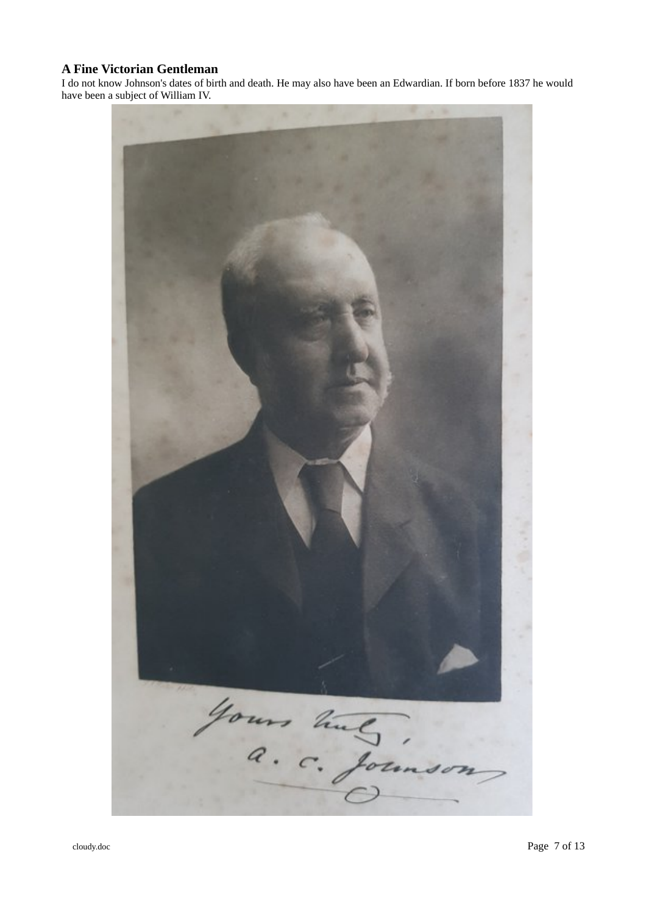### A Fine Victorian Gentleman

I do not know Johnson's dates of birth and death. He may also have been an Edwardian. If born before 1837 he would have been a subject of William IV.

Yours truly,
A. C. Johnson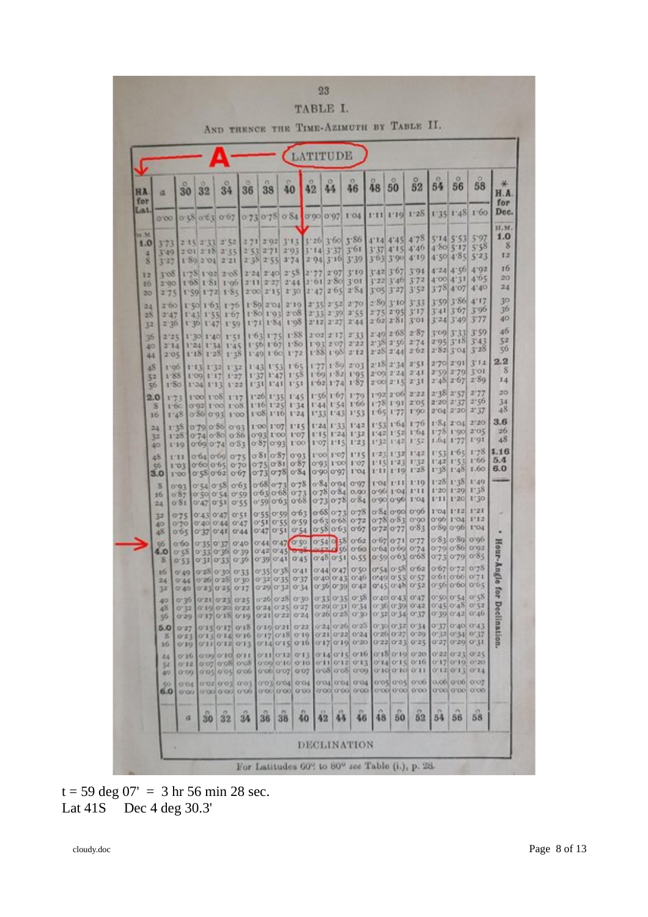23

# TABLE I.

AND THENCE THE TIME-AZIMUTH BY TABLE II.

A — LATITUDE

| HA for Lat. | a | 30° | 32° | 34° | 36° | 38° | 40° | 42° | 44° | 46° | 48° | 50° | 52° | 54° | 56° | 58° | H.A. for Dec. |
|---|---|---|---|---|---|---|---|---|---|---|---|---|---|---|---|---|---|
| | 0.00 | 0.58 | 0.63 | 0.67 | 0.73 | 0.78 | 0.84 | 0.90 | 0.97 | 1.04 | 1.11 | 1.19 | 1.28 | 1.35 | 1.48 | 1.60 | Dec. |
| H. M. | | | | | | | | | | | | | | | | | H. M. |
| 1.0 | 3.73 | 2.15 | 2.33 | 2.52 | 2.71 | 2.92 | 3.13 | 3.36 | 3.60 | 3.86 | 4.14 | 4.45 | 4.78 | 5.14 | 5.53 | 5.97 | 1.0 |
| 4 | 3.49 | 2.01 | 2.18 | 2.35 | 2.53 | 2.71 | 2.93 | 3.14 | 3.37 | 3.61 | 3.87 | 4.15 | 4.46 | 4.80 | 5.17 | 5.58 | 8 |
| 8 | 3.27 | 1.89 | 2.04 | 2.21 | 2.38 | 2.55 | 2.74 | 2.94 | 3.16 | 3.39 | 3.63 | 3.90 | 4.19 | 4.50 | 4.85 | 5.23 | 12 |
| 12 | 3.08 | 1.78 | 1.92 | 2.08 | 2.24 | 2.40 | 2.58 | 2.77 | 2.97 | 3.19 | 3.42 | 3.67 | 3.94 | 4.24 | 4.56 | 4.92 | 16 |
| 16 | 2.90 | 1.68 | 1.81 | 1.96 | 2.11 | 2.27 | 2.44 | 2.61 | 2.80 | 3.01 | 3.22 | 3.46 | 3.72 | 4.00 | 4.31 | 4.65 | 20 |
| 20 | 2.75 | 1.59 | 1.72 | 1.85 | 2.00 | 2.15 | 2.30 | 2.47 | 2.65 | 2.84 | 3.05 | 3.27 | 3.52 | 3.78 | 4.07 | 4.40 | 24 |
| 24 | 2.60 | 1.50 | 1.63 | 1.76 | 1.89 | 2.04 | 2.19 | 2.35 | 2.52 | 2.70 | 2.89 | 3.10 | 3.33 | 3.59 | 3.86 | 4.17 | 30 |
| 28 | 2.47 | 1.43 | 1.55 | 1.67 | 1.80 | 1.93 | 2.08 | 2.23 | 2.39 | 2.55 | 2.75 | 2.95 | 3.17 | 3.41 | 3.67 | 3.96 | 36 |
| 32 | 2.36 | 1.36 | 1.47 | 1.59 | 1.71 | 1.84 | 1.98 | 2.12 | 2.27 | 2.44 | 2.62 | 2.81 | 3.01 | 3.24 | 3.49 | 3.77 | 40 |
| 36 | 2.25 | 1.30 | 1.40 | 1.51 | 1.63 | 1.75 | 1.88 | 2.02 | 2.17 | 2.33 | 2.49 | 2.68 | 2.87 | 3.09 | 3.33 | 3.59 | 46 |
| 40 | 2.14 | 1.24 | 1.34 | 1.45 | 1.56 | 1.67 | 1.80 | 1.93 | 2.07 | 2.22 | 2.38 | 2.56 | 2.74 | 2.95 | 3.18 | 3.43 | 52 |
| 44 | 2.05 | 1.18 | 1.28 | 1.38 | 1.49 | 1.60 | 1.72 | 1.84 | 1.98 | 2.12 | 2.28 | 2.44 | 2.62 | 2.82 | 3.04 | 3.28 | 56 |
| 48 | 1.96 | 1.13 | 1.22 | 1.32 | 1.43 | 1.53 | 1.65 | 1.77 | 1.89 | 2.03 | 2.18 | 2.34 | 2.51 | 2.70 | 2.91 | 3.14 | 2.2 |
| 52 | 1.88 | 1.09 | 1.17 | 1.27 | 1.37 | 1.47 | 1.58 | 1.69 | 1.82 | 1.95 | 2.09 | 2.24 | 2.41 | 2.59 | 2.79 | 3.01 | 8 |
| 56 | 1.80 | 1.04 | 1.13 | 1.22 | 1.31 | 1.41 | 1.51 | 1.62 | 1.74 | 1.87 | 2.00 | 2.15 | 2.31 | 2.48 | 2.67 | 2.89 | 14 |
| 2.0 | 1.73 | 1.00 | 1.08 | 1.17 | 1.26 | 1.35 | 1.45 | 1.56 | 1.67 | 1.79 | 1.92 | 2.06 | 2.22 | 2.38 | 2.57 | 2.77 | 20 |
| 8 | 1.60 | 0.92 | 1.00 | 1.08 | 1.16 | 1.25 | 1.34 | 1.44 | 1.54 | 1.66 | 1.78 | 1.91 | 2.05 | 2.20 | 2.37 | 2.56 | 34 |
| 16 | 1.48 | 0.86 | 0.93 | 1.00 | 1.08 | 1.16 | 1.24 | 1.33 | 1.43 | 1.53 | 1.65 | 1.77 | 1.90 | 2.04 | 2.20 | 2.37 | 48 |
| 24 | 1.38 | 0.79 | 0.86 | 0.93 | 1.00 | 1.07 | 1.15 | 1.24 | 1.33 | 1.42 | 1.53 | 1.64 | 1.76 | 1.89 | 2.04 | 2.20 | 3.6 |
| 32 | 1.28 | 0.74 | 0.80 | 0.86 | 0.93 | 1.00 | 1.07 | 1.15 | 1.24 | 1.32 | 1.42 | 1.52 | 1.64 | 1.76 | 1.90 | 2.05 | 26 |
| 40 | 1.19 | 0.69 | 0.74 | 0.80 | 0.87 | 0.93 | 1.00 | 1.07 | 1.15 | 1.23 | 1.32 | 1.42 | 1.52 | 1.64 | 1.77 | 1.91 | 48 |
| 48 | 1.11 | 0.64 | 0.69 | 0.75 | 0.81 | 0.87 | 0.93 | 1.00 | 1.07 | 1.15 | 1.23 | 1.32 | 1.42 | 1.53 | 1.65 | 1.78 | 4.16 |
| 56 | 1.03 | 0.60 | 0.65 | 0.70 | 0.75 | 0.81 | 0.87 | 0.93 | 1.00 | 1.07 | 1.15 | 1.23 | 1.32 | 1.42 | 1.53 | 1.66 | 5.4 |
| 3.0 | 1.00 | 0.58 | 0.62 | 0.67 | 0.73 | 0.78 | 0.84 | 0.90 | 0.97 | 1.04 | 1.11 | 1.19 | 1.28 | 1.38 | 1.48 | 1.60 | 6.0 |
| 8 | 0.93 | 0.54 | 0.58 | 0.63 | 0.68 | 0.73 | 0.78 | 0.84 | 0.90 | 0.97 | 1.04 | 1.11 | 1.19 | 1.28 | 1.38 | 1.49 | |
| 16 | 0.87 | 0.50 | 0.54 | 0.59 | 0.63 | 0.68 | 0.73 | 0.78 | 0.84 | 0.90 | 0.96 | 1.04 | 1.11 | 1.20 | 1.29 | 1.38 | |
| 24 | 0.81 | 0.47 | 0.51 | 0.55 | 0.59 | 0.63 | 0.68 | 0.73 | 0.78 | 0.84 | 0.90 | 0.96 | 1.04 | 1.11 | 1.20 | 1.30 | |
| 32 | 0.75 | 0.43 | 0.47 | 0.51 | 0.55 | 0.59 | 0.63 | 0.68 | 0.73 | 0.78 | 0.84 | 0.90 | 0.96 | 1.04 | 1.12 | 1.21 | |
| 40 | 0.70 | 0.40 | 0.44 | 0.47 | 0.51 | 0.55 | 0.59 | 0.63 | 0.68 | 0.72 | 0.78 | 0.83 | 0.90 | 0.96 | 1.04 | 1.12 | |
| 48 | 0.65 | 0.37 | 0.41 | 0.44 | 0.47 | 0.51 | 0.54 | 0.58 | 0.63 | 0.67 | 0.72 | 0.77 | 0.83 | 0.89 | 0.96 | 1.04 | |
| 56 | 0.60 | 0.35 | 0.37 | 0.40 | 0.44 | 0.47 | 0.50 | 0.54 | 0.58 | 0.62 | 0.67 | 0.71 | 0.77 | 0.83 | 0.89 | 0.96 | |
| 4.0 | 0.58 | 0.33 | 0.36 | 0.39 | 0.42 | 0.45 | 0.48 | 0.52 | 0.56 | 0.60 | 0.64 | 0.69 | 0.74 | 0.79 | 0.86 | 0.92 | |
| 8 | 0.53 | 0.31 | 0.33 | 0.36 | 0.39 | 0.41 | 0.45 | 0.48 | 0.51 | 0.55 | 0.59 | 0.63 | 0.68 | 0.73 | 0.79 | 0.85 | |
| 16 | 0.49 | 0.28 | 0.30 | 0.33 | 0.35 | 0.38 | 0.41 | 0.44 | 0.47 | 0.50 | 0.54 | 0.58 | 0.62 | 0.67 | 0.72 | 0.78 | |
| 24 | 0.44 | 0.26 | 0.28 | 0.30 | 0.32 | 0.35 | 0.37 | 0.40 | 0.43 | 0.46 | 0.49 | 0.53 | 0.57 | 0.61 | 0.66 | 0.71 | |
| 32 | 0.40 | 0.23 | 0.25 | 0.27 | 0.29 | 0.32 | 0.34 | 0.36 | 0.39 | 0.42 | 0.45 | 0.48 | 0.52 | 0.56 | 0.60 | 0.65 | |
| 40 | 0.36 | 0.21 | 0.23 | 0.25 | 0.26 | 0.28 | 0.30 | 0.33 | 0.35 | 0.38 | 0.40 | 0.43 | 0.47 | 0.50 | 0.54 | 0.58 | |
| 48 | 0.32 | 0.19 | 0.20 | 0.22 | 0.24 | 0.25 | 0.27 | 0.29 | 0.31 | 0.34 | 0.36 | 0.39 | 0.42 | 0.45 | 0.48 | 0.52 | |
| 56 | 0.29 | 0.17 | 0.18 | 0.19 | 0.21 | 0.22 | 0.24 | 0.26 | 0.28 | 0.30 | 0.32 | 0.34 | 0.37 | 0.39 | 0.42 | 0.46 | |
| 5.0 | 0.27 | 0.15 | 0.17 | 0.18 | 0.19 | 0.21 | 0.22 | 0.24 | 0.26 | 0.28 | 0.30 | 0.32 | 0.34 | 0.37 | 0.40 | 0.43 | |
| 8 | 0.23 | 0.13 | 0.14 | 0.16 | 0.17 | 0.18 | 0.19 | 0.21 | 0.22 | 0.24 | 0.26 | 0.27 | 0.29 | 0.32 | 0.34 | 0.37 | |
| 16 | 0.19 | 0.11 | 0.12 | 0.13 | 0.14 | 0.15 | 0.16 | 0.17 | 0.19 | 0.20 | 0.22 | 0.23 | 0.25 | 0.27 | 0.29 | 0.31 | |
| 24 | 0.16 | 0.09 | 0.10 | 0.11 | 0.11 | 0.12 | 0.13 | 0.14 | 0.15 | 0.16 | 0.18 | 0.19 | 0.20 | 0.22 | 0.23 | 0.25 | |
| 32 | 0.12 | 0.07 | 0.08 | 0.08 | 0.09 | 0.10 | 0.10 | 0.11 | 0.12 | 0.13 | 0.14 | 0.15 | 0.16 | 0.17 | 0.19 | 0.20 | |
| 40 | 0.09 | 0.05 | 0.05 | 0.06 | 0.06 | 0.07 | 0.07 | 0.08 | 0.08 | 0.09 | 0.10 | 0.10 | 0.11 | 0.12 | 0.13 | 0.14 | |
| 50 | 0.04 | 0.02 | 0.03 | 0.03 | 0.03 | 0.04 | 0.04 | 0.04 | 0.04 | 0.04 | 0.05 | 0.05 | 0.06 | 0.06 | 0.06 | 0.07 | |
| 6.0 | 0.00 | 0.00 | 0.00 | 0.00 | 0.00 | 0.00 | 0.00 | 0.00 | 0.00 | 0.00 | 0.00 | 0.00 | 0.00 | 0.00 | 0.00 | 0.00 | |
| | a | 30° | 32° | 34° | 36° | 38° | 40° | 42° | 44° | 46° | 48° | 50° | 52° | 54° | 56° | 58° | |

\* Hour-Angle for Declination.

DECLINATION

For Latitudes 60° to 80° see Table (i.), p. 28.

t = 59 deg 07' = 3 hr 56 min 28 sec.

Lat 41S Dec 4 deg 30.3'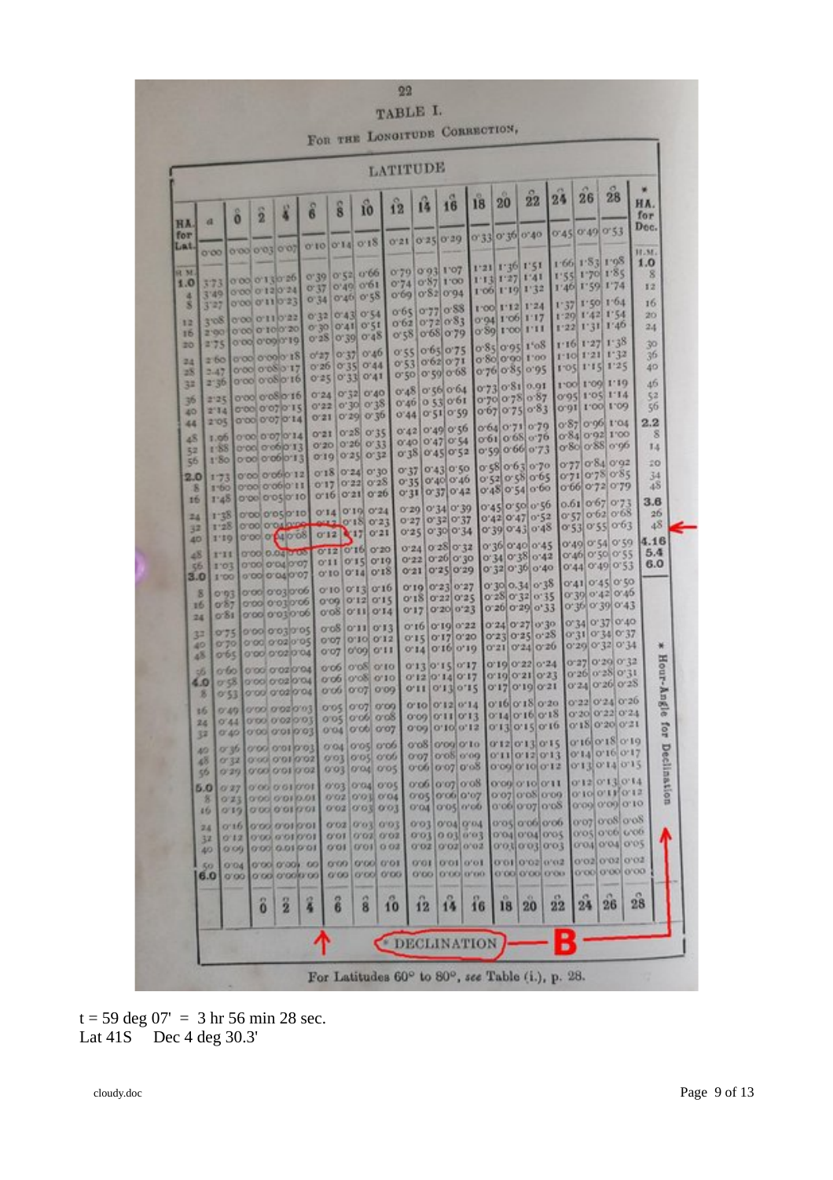## TABLE I.

### For the Longitude Correction.

| HA. for Lat. | a | 0° | 2° | 4° | 6° | 8° | 10° | 12° | 14° | 16° | 18° | 20° | 22° | 24° | 26° | 28° |
|---|---|---|---|---|---|---|---|---|---|---|---|---|---|---|---|---|
| | | **LATITUDE** | | | | | | | | | | | | | | |
| | 0·00 | 0·00 | 0·03 | 0·07 | 0·10 | 0·14 | 0·18 | 0·21 | 0·25 | 0·29 | 0·33 | 0·36 | 0·40 | 0·45 | 0·49 | 0·53 |
| H. M. 1.0 | 3·73 | 0·00 | 0·13 | 0·26 | 0·39 | 0·52 | 0·66 | 0·79 | 0·93 | 1·07 | 1·21 | 1·36 | 1·51 | 1·66 | 1·82 | 1·98 |
| 4 | 3·49 | 0·00 | 0·12 | 0·24 | 0·37 | 0·49 | 0·61 | 0·74 | 0·87 | 1·00 | 1·13 | 1·27 | 1·41 | 1·55 | 1·70 | 1·85 |
| 8 | 3·27 | 0·00 | 0·11 | 0·23 | 0·34 | 0·46 | 0·58 | 0·69 | 0·82 | 0·94 | 1·06 | 1·19 | 1·32 | 1·46 | 1·59 | 1·74 |
| 12 | 3·08 | 0·00 | 0·11 | 0·22 | 0·32 | 0·43 | 0·54 | 0·65 | 0·77 | 0·88 | 1·00 | 1·12 | 1·24 | 1·37 | 1·50 | 1·64 |
| 16 | 2·90 | 0·00 | 0·10 | 0·20 | 0·30 | 0·41 | 0·51 | 0·62 | 0·72 | 0·83 | 0·94 | 1·06 | 1·17 | 1·29 | 1·42 | 1·54 |
| 20 | 2·75 | 0·00 | 0·09 | 0·19 | 0·28 | 0·39 | 0·48 | 0·58 | 0·68 | 0·79 | 0·89 | 1·00 | 1·11 | 1·22 | 1·34 | 1·46 |
| 24 | 2·60 | 0·00 | 0·09 | 0·18 | 0·27 | 0·37 | 0·46 | 0·55 | 0·65 | 0·75 | 0·85 | 0·95 | 1·05 | 1·16 | 1·27 | 1·38 |
| 28 | 2·47 | 0·00 | 0·08 | 0·17 | 0·26 | 0·35 | 0·44 | 0·53 | 0·62 | 0·71 | 0·80 | 0·90 | 1·00 | 1·10 | 1·21 | 1·32 |
| 32 | 2·36 | 0·00 | 0·08 | 0·16 | 0·25 | 0·33 | 0·41 | 0·50 | 0·59 | 0·68 | 0·76 | 0·85 | 0·95 | 1·05 | 1·15 | 1·25 |
| 36 | 2·25 | 0·00 | 0·08 | 0·16 | 0·24 | 0·32 | 0·40 | 0·48 | 0·56 | 0·64 | 0·73 | 0·81 | 0·91 | 1·00 | 1·09 | 1·19 |
| 40 | 2·14 | 0·00 | 0·07 | 0·15 | 0·22 | 0·30 | 0·38 | 0·46 | 0·53 | 0·61 | 0·70 | 0·78 | 0·87 | 0·95 | 1·05 | 1·14 |
| 44 | 2·05 | 0·00 | 0·07 | 0·14 | 0·21 | 0·29 | 0·36 | 0·44 | 0·51 | 0·59 | 0·67 | 0·75 | 0·83 | 0·91 | 1·00 | 1·09 |
| 48 | 1·96 | 0·00 | 0·07 | 0·14 | 0·21 | 0·28 | 0·35 | 0·42 | 0·49 | 0·56 | 0·64 | 0·71 | 0·79 | 0·87 | 0·96 | 1·04 |
| 52 | 1·88 | 0·00 | 0·06 | 0·13 | 0·20 | 0·26 | 0·33 | 0·40 | 0·47 | 0·54 | 0·61 | 0·68 | 0·76 | 0·84 | 0·92 | 1·00 |
| 56 | 1·80 | 0·00 | 0·06 | 0·13 | 0·19 | 0·25 | 0·32 | 0·38 | 0·45 | 0·52 | 0·59 | 0·66 | 0·73 | 0·80 | 0·88 | 0·96 |
| 2.0 | 1·73 | 0·00 | 0·06 | 0·12 | 0·18 | 0·24 | 0·30 | 0·37 | 0·43 | 0·50 | 0·56 | 0·63 | 0·70 | 0·77 | 0·84 | 0·92 |
| 8 | 1·60 | 0·00 | 0·06 | 0·11 | 0·17 | 0·22 | 0·28 | 0·34 | 0·40 | 0·46 | 0·52 | 0·58 | 0·65 | 0·71 | 0·78 | 0·85 |
| 16 | 1·48 | 0·00 | 0·05 | 0·10 | 0·16 | 0·21 | 0·26 | 0·31 | 0·37 | 0·42 | 0·48 | 0·54 | 0·60 | 0·66 | 0·72 | 0·79 |
| 24 | 1·38 | 0·00 | 0·05 | 0·10 | 0·14 | 0·19 | 0·24 | 0·29 | 0·34 | 0·39 | 0·45 | 0·50 | 0·56 | 0·61 | 0·67 | 0·73 |
| 32 | 1·28 | 0·00 | 0·04 | 0·09 | 0·13 | 0·18 | 0·23 | 0·27 | 0·32 | 0·37 | 0·42 | 0·47 | 0·52 | 0·57 | 0·62 | 0·68 |
| 40 | 1·19 | 0·00 | 0·04 | 0·08 | 0·12 | 0·17 | 0·21 | 0·25 | 0·30 | 0·34 | 0·39 | 0·43 | 0·48 | 0·53 | 0·58 | 0·63 |
| 48 | 1·11 | 0·00 | 0·04 | 0·08 | 0·12 | 0·16 | 0·20 | 0·24 | 0·28 | 0·32 | 0·36 | 0·40 | 0·45 | 0·49 | 0·54 | 0·59 |
| 56 | 1·03 | 0·00 | 0·04 | 0·07 | 0·11 | 0·15 | 0·19 | 0·22 | 0·26 | 0·30 | 0·34 | 0·38 | 0·42 | 0·46 | 0·50 | 0·55 |
| 3.0 | 1·00 | 0·00 | 0·04 | 0·07 | 0·10 | 0·14 | 0·18 | 0·21 | 0·25 | 0·29 | 0·32 | 0·36 | 0·40 | 0·44 | 0·49 | 0·53 |
| 8 | 0·93 | 0·00 | 0·03 | 0·06 | 0·10 | 0·13 | 0·16 | 0·19 | 0·23 | 0·27 | 0·30 | 0·34 | 0·38 | 0·41 | 0·45 | 0·50 |
| 16 | 0·87 | 0·00 | 0·03 | 0·06 | 0·09 | 0·12 | 0·15 | 0·18 | 0·22 | 0·25 | 0·28 | 0·32 | 0·35 | 0·39 | 0·42 | 0·46 |
| 24 | 0·81 | 0·00 | 0·03 | 0·06 | 0·08 | 0·11 | 0·14 | 0·17 | 0·20 | 0·23 | 0·26 | 0·29 | 0·33 | 0·36 | 0·39 | 0·43 |
| 32 | 0·75 | 0·00 | 0·03 | 0·05 | 0·08 | 0·11 | 0·13 | 0·16 | 0·19 | 0·22 | 0·24 | 0·27 | 0·30 | 0·34 | 0·37 | 0·40 |
| 40 | 0·70 | 0·00 | 0·02 | 0·05 | 0·07 | 0·10 | 0·12 | 0·15 | 0·17 | 0·20 | 0·23 | 0·25 | 0·28 | 0·31 | 0·34 | 0·37 |
| 48 | 0·65 | 0·00 | 0·02 | 0·04 | 0·07 | 0·09 | 0·11 | 0·14 | 0·16 | 0·19 | 0·21 | 0·24 | 0·26 | 0·29 | 0·32 | 0·34 |
| 56 | 0·60 | 0·00 | 0·02 | 0·04 | 0·06 | 0·08 | 0·10 | 0·13 | 0·15 | 0·17 | 0·19 | 0·22 | 0·24 | 0·27 | 0·29 | 0·32 |
| 4.0 | 0·58 | 0·00 | 0·02 | 0·04 | 0·06 | 0·08 | 0·10 | 0·12 | 0·14 | 0·17 | 0·19 | 0·21 | 0·23 | 0·26 | 0·28 | 0·31 |
| 8 | 0·53 | 0·00 | 0·02 | 0·04 | 0·06 | 0·07 | 0·09 | 0·11 | 0·13 | 0·15 | 0·17 | 0·19 | 0·21 | 0·24 | 0·26 | 0·28 |
| 16 | 0·49 | 0·00 | 0·02 | 0·03 | 0·05 | 0·07 | 0·09 | 0·10 | 0·12 | 0·14 | 0·16 | 0·18 | 0·20 | 0·22 | 0·24 | 0·26 |
| 24 | 0·44 | 0·00 | 0·02 | 0·03 | 0·05 | 0·06 | 0·08 | 0·09 | 0·11 | 0·13 | 0·14 | 0·16 | 0·18 | 0·20 | 0·22 | 0·24 |
| 32 | 0·40 | 0·00 | 0·01 | 0·03 | 0·04 | 0·06 | 0·07 | 0·09 | 0·10 | 0·12 | 0·13 | 0·15 | 0·16 | 0·18 | 0·20 | 0·21 |
| 40 | 0·36 | 0·00 | 0·01 | 0·03 | 0·04 | 0·05 | 0·06 | 0·08 | 0·09 | 0·10 | 0·12 | 0·13 | 0·15 | 0·16 | 0·18 | 0·19 |
| 48 | 0·32 | 0·00 | 0·01 | 0·02 | 0·03 | 0·05 | 0·06 | 0·07 | 0·08 | 0·09 | 0·11 | 0·12 | 0·13 | 0·14 | 0·16 | 0·17 |
| 56 | 0·29 | 0·00 | 0·01 | 0·02 | 0·03 | 0·04 | 0·05 | 0·06 | 0·07 | 0·08 | 0·09 | 0·10 | 0·12 | 0·13 | 0·14 | 0·15 |
| 5.0 | 0·27 | 0·00 | 0·01 | 0·01 | 0·03 | 0·04 | 0·05 | 0·06 | 0·07 | 0·08 | 0·09 | 0·10 | 0·11 | 0·12 | 0·13 | 0·14 |
| 8 | 0·23 | 0·00 | 0·01 | 0·01 | 0·02 | 0·03 | 0·04 | 0·05 | 0·06 | 0·07 | 0·07 | 0·08 | 0·09 | 0·10 | 0·11 | 0·12 |
| 16 | 0·19 | 0·00 | 0·01 | 0·01 | 0·02 | 0·03 | 0·03 | 0·04 | 0·05 | 0·06 | 0·06 | 0·07 | 0·08 | 0·09 | 0·09 | 0·10 |
| 24 | 0·16 | 0·00 | 0·01 | 0·01 | 0·02 | 0·02 | 0·03 | 0·03 | 0·04 | 0·04 | 0·05 | 0·06 | 0·06 | 0·07 | 0·08 | 0·08 |
| 32 | 0·12 | 0·00 | 0·00 | 0·01 | 0·01 | 0·02 | 0·02 | 0·03 | 0·03 | 0·03 | 0·04 | 0·04 | 0·05 | 0·05 | 0·06 | 0·06 |
| 40 | 0·09 | 0·00 | 0·00 | 0·01 | 0·01 | 0·01 | 0·02 | 0·02 | 0·02 | 0·02 | 0·03 | 0·03 | 0·03 | 0·04 | 0·04 | 0·05 |
| 50 | 0·04 | 0·00 | 0·00 | 0·00 | 0·00 | 0·01 | 0·01 | 0·01 | 0·01 | 0·01 | 0·01 | 0·02 | 0·02 | 0·02 | 0·02 | 0·02 |
| 6.0 | 0·00 | 0·00 | 0·00 | 0·00 | 0·00 | 0·00 | 0·00 | 0·00 | 0·00 | 0·00 | 0·00 | 0·00 | 0·00 | 0·00 | 0·00 | 0·00 |
| | | 0° | 2° | 4° | 6° | 8° | 10° | 12° | 14° | 16° | 18° | 20° | 22° | 24° | 26° | 28° |
| | | * **DECLINATION** — B | | | | | | | | | | | | | | |

\* HA. for Dec. (H.M.): 1.0, 8, 12, 16, 20, 24, 30, 36, 40, 46, 52, 56, 2.2, 8, 14, 20, 34, 48, 3.6, 26, 48, 4.16, 5.4, 6.0

\* Hour-Angle for Declination

For Latitudes 60° to 80°, *see* Table (i.), p. 28.

t = 59 deg 07' = 3 hr 56 min 28 sec.
Lat 41S  Dec 4 deg 30.3'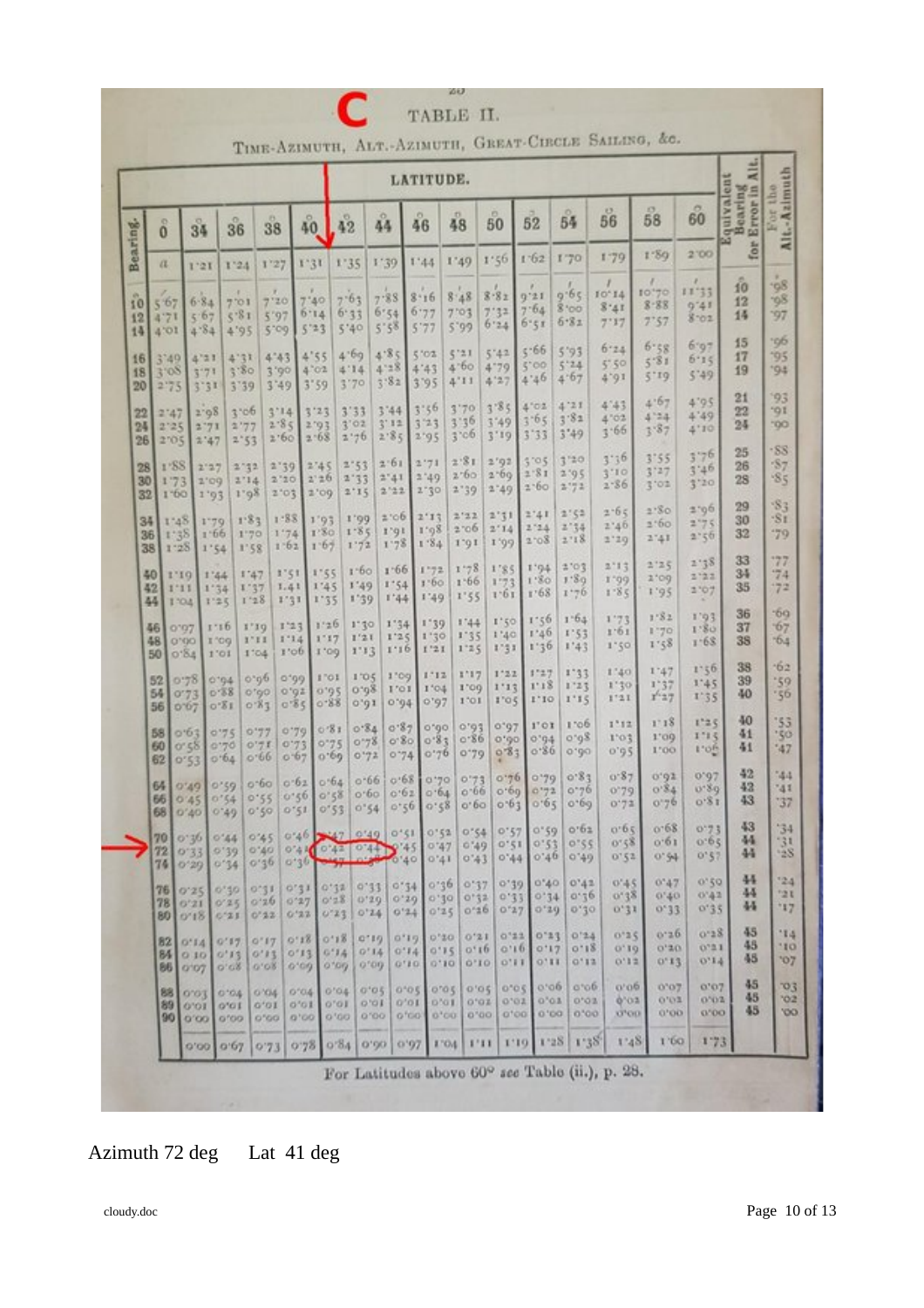C

# TABLE II.

## Time-Azimuth, Alt.-Azimuth, Great-Circle Sailing, &c.

| Bearing. | LATITUDE. 0° | 34° | 36° | 38° | 40° | 42° | 44° | 46° | 48° | 50° | 52° | 54° | 56° | 58° | 60° | Equivalent Bearing for Error in Alt. | For the Alt.-Azimuth |
|---|---|---|---|---|---|---|---|---|---|---|---|---|---|---|---|---|---|
| a | | 1·21 | 1·24 | 1·27 | 1·31 | 1·35 | 1·39 | 1·44 | 1·49 | 1·56 | 1·62 | 1·70 | 1·79 | 1·89 | 2·00 | | |
| 10° | 5′67 | 6′84 | 7′01 | 7′20 | 7′40 | 7′63 | 7′88 | 8′16 | 8′48 | 8′82 | 9′21 | 9′65 | 10′14 | 10′70 | 11′33 | 10 | ·98 |
| 12 | 4·71 | 5·67 | 5·81 | 5·97 | 6·14 | 6·33 | 6·54 | 6·77 | 7·03 | 7·32 | 7·64 | 8·00 | 8·41 | 8·88 | 9·41 | 12 | ·98 |
| 14 | 4·01 | 4·84 | 4·95 | 5·09 | 5·23 | 5·40 | 5·58 | 5·77 | 5·99 | 6·24 | 6·51 | 6·82 | 7·17 | 7·57 | 8·02 | 14 | ·97 |
| 16 | 3·40 | 4·21 | 4·31 | 4·43 | 4·55 | 4·69 | 4·85 | 5·02 | 5·21 | 5·42 | 5·66 | 5·93 | 6·24 | 6·58 | 6·97 | 15 | ·96 |
| 18 | 3·08 | 3·71 | 3·80 | 3·90 | 4·02 | 4·14 | 4·28 | 4·43 | 4·60 | 4·79 | 5·00 | 5·24 | 5·50 | 5·81 | 6·15 | 17 | ·95 |
| 20 | 2·75 | 3·31 | 3·39 | 3·49 | 3·59 | 3·70 | 3·82 | 3·95 | 4·11 | 4·27 | 4·46 | 4·67 | 4·91 | 5·19 | 5·49 | 19 | ·94 |
| 22 | 2·47 | 2·98 | 3·06 | 3·14 | 3·23 | 3·33 | 3·44 | 3·56 | 3·70 | 3·85 | 4·02 | 4·21 | 4·43 | 4·67 | 4·95 | 21 | ·93 |
| 24 | 2·25 | 2·71 | 2·77 | 2·85 | 2·93 | 3·02 | 3·12 | 3·23 | 3·36 | 3·49 | 3·65 | 3·82 | 4·02 | 4·24 | 4·49 | 22 | ·91 |
| 26 | 2·05 | 2·47 | 2·53 | 2·60 | 2·68 | 2·76 | 2·85 | 2·95 | 3·06 | 3·19 | 3·33 | 3·49 | 3·66 | 3·87 | 4·10 | 24 | ·90 |
| 28 | 1·88 | 2·27 | 2·32 | 2·39 | 2·45 | 2·53 | 2·61 | 2·71 | 2·81 | 2·92 | 3·05 | 3·20 | 3·36 | 3·55 | 3·76 | 25 | ·88 |
| 30 | 1·73 | 2·09 | 2·14 | 2·20 | 2·26 | 2·33 | 2·41 | 2·49 | 2·60 | 2·69 | 2·81 | 2·95 | 3·10 | 3·27 | 3·46 | 26 | ·87 |
| 32 | 1·60 | 1·93 | 1·98 | 2·03 | 2·09 | 2·15 | 2·22 | 2·30 | 2·39 | 2·49 | 2·60 | 2·72 | 2·86 | 3·02 | 3·20 | 28 | ·85 |
| 34 | 1·48 | 1·79 | 1·83 | 1·88 | 1·93 | 1·99 | 2·06 | 2·13 | 2·22 | 2·31 | 2·41 | 2·52 | 2·65 | 2·80 | 2·96 | 29 | ·83 |
| 36 | 1·38 | 1·66 | 1·70 | 1·74 | 1·80 | 1·85 | 1·91 | 1·98 | 2·06 | 2·14 | 2·24 | 2·34 | 2·46 | 2·60 | 2·75 | 30 | ·81 |
| 38 | 1·28 | 1·54 | 1·58 | 1·62 | 1·67 | 1·72 | 1·78 | 1·84 | 1·91 | 1·99 | 2·08 | 2·18 | 2·29 | 2·41 | 2·56 | 32 | ·79 |
| 40 | 1·19 | 1·44 | 1·47 | 1·51 | 1·55 | 1·60 | 1·66 | 1·72 | 1·78 | 1·85 | 1·94 | 2·03 | 2·13 | 2·25 | 2·38 | 33 | ·77 |
| 42 | 1·11 | 1·34 | 1·37 | 1·41 | 1·45 | 1·49 | 1·54 | 1·60 | 1·66 | 1·73 | 1·80 | 1·89 | 1·99 | 2·09 | 2·22 | 34 | ·74 |
| 44 | 1·04 | 1·25 | 1·28 | 1·31 | 1·35 | 1·39 | 1·44 | 1·49 | 1·55 | 1·61 | 1·68 | 1·76 | 1·85 | 1·95 | 2·07 | 35 | ·72 |
| 46 | 0·97 | 1·16 | 1·19 | 1·23 | 1·26 | 1·30 | 1·34 | 1·39 | 1·44 | 1·50 | 1·56 | 1·64 | 1·73 | 1·82 | 1·93 | 36 | ·69 |
| 48 | 0·90 | 1·09 | 1·11 | 1·14 | 1·17 | 1·21 | 1·25 | 1·30 | 1·35 | 1·40 | 1·46 | 1·53 | 1·61 | 1·70 | 1·80 | 37 | ·67 |
| 50 | 0·84 | 1·01 | 1·04 | 1·06 | 1·09 | 1·13 | 1·16 | 1·21 | 1·25 | 1·31 | 1·36 | 1·43 | 1·50 | 1·58 | 1·68 | 38 | ·64 |
| 52 | 0·78 | 0·94 | 0·96 | 0·99 | 1·01 | 1·05 | 1·09 | 1·12 | 1·17 | 1·22 | 1·27 | 1·33 | 1·40 | 1·47 | 1·56 | 38 | ·62 |
| 54 | 0·73 | 0·88 | 0·90 | 0·92 | 0·95 | 0·98 | 1·01 | 1·04 | 1·09 | 1·13 | 1·18 | 1·23 | 1·30 | 1·37 | 1·45 | 39 | ·59 |
| 56 | 0·67 | 0·81 | 0·83 | 0·85 | 0·88 | 0·91 | 0·94 | 0·97 | 1·01 | 1·05 | 1·10 | 1·15 | 1·21 | 1·27 | 1·35 | 40 | ·56 |
| 58 | 0·63 | 0·75 | 0·77 | 0·79 | 0·81 | 0·84 | 0·87 | 0·90 | 0·93 | 0·97 | 1·01 | 1·06 | 1·12 | 1·18 | 1·25 | 40 | ·53 |
| 60 | 0·58 | 0·70 | 0·71 | 0·73 | 0·75 | 0·78 | 0·80 | 0·83 | 0·86 | 0·90 | 0·94 | 0·98 | 1·03 | 1·09 | 1·15 | 41 | ·50 |
| 62 | 0·53 | 0·64 | 0·66 | 0·67 | 0·69 | 0·72 | 0·74 | 0·76 | 0·79 | 0·83 | 0·86 | 0·90 | 0·95 | 1·00 | 1·06 | 41 | ·47 |
| 64 | 0·49 | 0·59 | 0·60 | 0·62 | 0·64 | 0·66 | 0·68 | 0·70 | 0·73 | 0·76 | 0·79 | 0·83 | 0·87 | 0·92 | 0·97 | 42 | ·44 |
| 66 | 0·45 | 0·54 | 0·55 | 0·56 | 0·58 | 0·60 | 0·62 | 0·64 | 0·66 | 0·69 | 0·72 | 0·76 | 0·79 | 0·84 | 0·89 | 42 | ·41 |
| 68 | 0·40 | 0·49 | 0·50 | 0·51 | 0·53 | 0·54 | 0·56 | 0·58 | 0·60 | 0·63 | 0·65 | 0·69 | 0·72 | 0·76 | 0·81 | 43 | ·37 |
| 70 | 0·36 | 0·44 | 0·45 | 0·46 | 0·47 | 0·49 | 0·51 | 0·52 | 0·54 | 0·57 | 0·59 | 0·62 | 0·65 | 0·68 | 0·73 | 43 | ·34 |
| 72 | 0·33 | 0·39 | 0·40 | 0·41 | 0·42 | 0·44 | 0·45 | 0·47 | 0·49 | 0·51 | 0·53 | 0·55 | 0·58 | 0·61 | 0·65 | 44 | ·31 |
| 74 | 0·29 | 0·34 | 0·36 | 0·36 | 0·37 | 0·38 | 0·40 | 0·41 | 0·43 | 0·44 | 0·46 | 0·49 | 0·52 | 0·54 | 0·57 | 44 | ·28 |
| 76 | 0·25 | 0·30 | 0·31 | 0·31 | 0·32 | 0·33 | 0·34 | 0·36 | 0·37 | 0·39 | 0·40 | 0·42 | 0·45 | 0·47 | 0·50 | 44 | ·24 |
| 78 | 0·21 | 0·25 | 0·26 | 0·27 | 0·28 | 0·29 | 0·29 | 0·30 | 0·32 | 0·33 | 0·34 | 0·36 | 0·38 | 0·40 | 0·42 | 44 | ·21 |
| 80 | 0·18 | 0·21 | 0·22 | 0·22 | 0·23 | 0·24 | 0·24 | 0·25 | 0·26 | 0·27 | 0·29 | 0·30 | 0·31 | 0·33 | 0·35 | 44 | ·17 |
| 82 | 0·14 | 0·17 | 0·17 | 0·18 | 0·18 | 0·19 | 0·19 | 0·20 | 0·21 | 0·22 | 0·23 | 0·24 | 0·25 | 0·26 | 0·28 | 45 | ·14 |
| 84 | 0·10 | 0·13 | 0·13 | 0·13 | 0·14 | 0·14 | 0·14 | 0·15 | 0·16 | 0·16 | 0·17 | 0·18 | 0·19 | 0·20 | 0·21 | 45 | ·10 |
| 86 | 0·07 | 0·08 | 0·08 | 0·09 | 0·09 | 0·09 | 0·10 | 0·10 | 0·10 | 0·11 | 0·11 | 0·12 | 0·12 | 0·13 | 0·14 | 45 | ·07 |
| 88 | 0·03 | 0·04 | 0·04 | 0·04 | 0·04 | 0·05 | 0·05 | 0·05 | 0·05 | 0·05 | 0·06 | 0·06 | 0·06 | 0·07 | 0·07 | 45 | ·03 |
| 89 | 0·01 | 0·01 | 0·01 | 0·01 | 0·01 | 0·01 | 0·01 | 0·01 | 0·02 | 0·02 | 0·02 | 0·02 | 0·02 | 0·02 | 0·02 | 45 | ·02 |
| 90 | 0·00 | 0·00 | 0·00 | 0·00 | 0·00 | 0·00 | 0·00 | 0·00 | 0·00 | 0·00 | 0·00 | 0·00 | 0·00 | 0·00 | 0·00 | 45 | ·00 |
| | 0·00 | 0·67 | 0·73 | 0·78 | 0·84 | 0·90 | 0·97 | 1·04 | 1·11 | 1·19 | 1·28 | 1·38 | 1·48 | 1·60 | 1·73 | | |

For Latitudes above 60° *see* Table (ii.), p. 28.

Azimuth 72 deg Lat 41 deg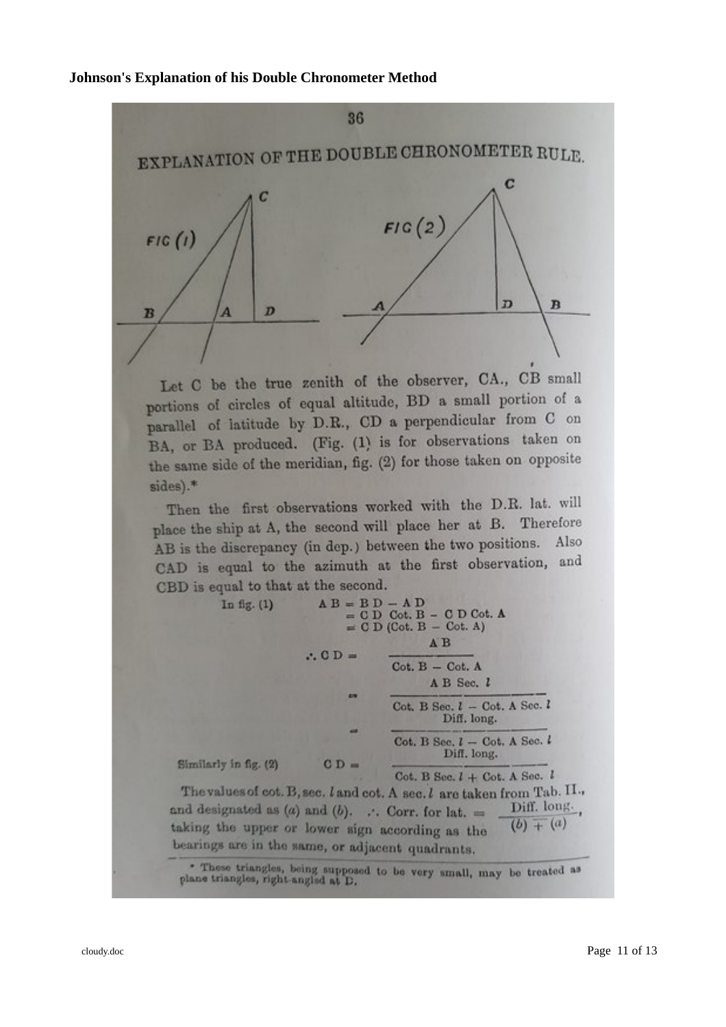**Johnson's Explanation of his Double Chronometer Method**

36

## EXPLANATION OF THE DOUBLE CHRONOMETER RULE.

FIG (1)

C

B A D

FIG (2)

C

A D B

Let C be the true zenith of the observer, CA., CB small portions of circles of equal altitude, BD a small portion of a parallel of latitude by D.R., CD a perpendicular from C on BA, or BA produced. (Fig. (1) is for observations taken on the same side of the meridian, fig. (2) for those taken on opposite sides).*

Then the first observations worked with the D.R. lat. will place the ship at A, the second will place her at B. Therefore AB is the discrepancy (in dep.) between the two positions. Also CAD is equal to the azimuth at the first observation, and CBD is equal to that at the second.

In fig. (1)

$$AB = BD - AD$$
$$= CD\ \text{Cot.}\ B - CD\ \text{Cot.}\ A$$
$$= CD\ (\text{Cot.}\ B - \text{Cot.}\ A)$$

$$\therefore CD = \frac{AB}{\text{Cot.}\ B - \text{Cot.}\ A}$$

$$= \frac{AB\ \text{Sec.}\ l}{\text{Cot.}\ B\ \text{Sec.}\ l - \text{Cot.}\ A\ \text{Sec.}\ l}$$

$$= \frac{\text{Diff. long.}}{\text{Cot.}\ B\ \text{Sec.}\ l - \text{Cot.}\ A\ \text{Sec.}\ l}$$

Similarly in fig. (2)

$$CD = \frac{\text{Diff. long.}}{\text{Cot.}\ B\ \text{Sec.}\ l + \text{Cot.}\ A\ \text{Sec.}\ l}$$

The values of cot. B, sec. $l$ and cot. A sec. $l$ are taken from Tab. II., and designated as ($a$) and ($b$). $\therefore$ Corr. for lat. $= \dfrac{\text{Diff. long.}}{(b) \mp (a)}$, taking the upper or lower sign according as the bearings are in the same, or adjacent quadrants.

* These triangles, being supposed to be very small, may be treated as plane triangles, right-angled at D.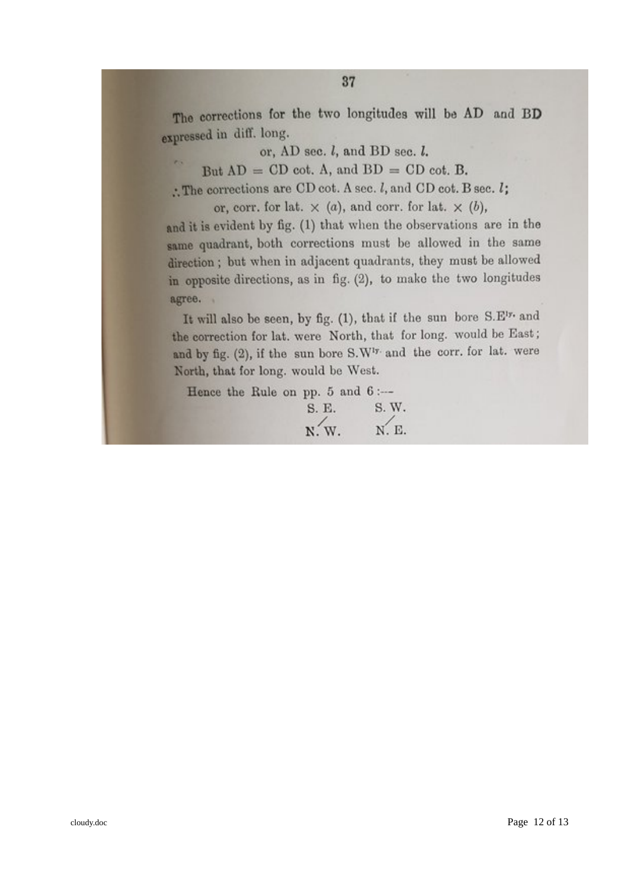The corrections for the two longitudes will be AD and BD expressed in diff. long.

or, AD sec. $l$, and BD sec. $l$.

But AD = CD cot. A, and BD = CD cot. B.

∴ The corrections are CD cot. A sec. $l$, and CD cot. B sec. $l$;

or, corr. for lat. × ($a$), and corr. for lat. × ($b$),

and it is evident by fig. (1) that when the observations are in the same quadrant, both corrections must be allowed in the same direction; but when in adjacent quadrants, they must be allowed in opposite directions, as in fig. (2), to make the two longitudes agree.

It will also be seen, by fig. (1), that if the sun bore S.E[ly.] and the correction for lat. were North, that for long. would be East; and by fig. (2), if the sun bore S.W[ly.] and the corr. for lat. were North, that for long. would be West.

Hence the Rule on pp. 5 and 6:—

S. E. / N. W.   S. W. / N. E.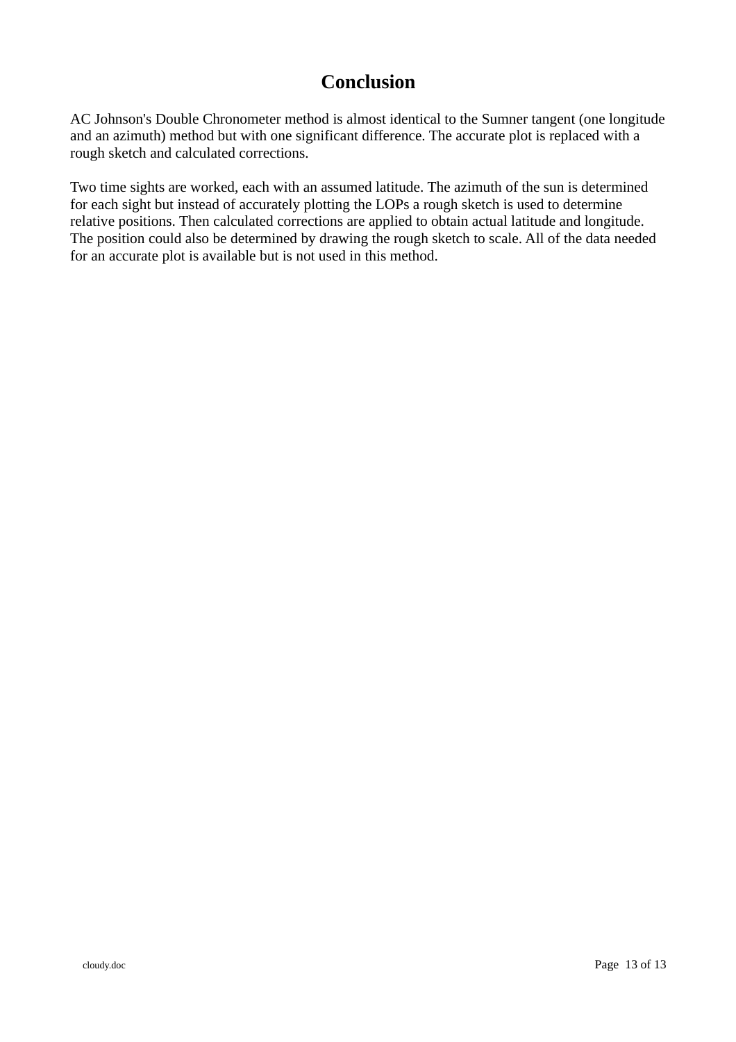# Conclusion

AC Johnson's Double Chronometer method is almost identical to the Sumner tangent (one longitude and an azimuth) method but with one significant difference. The accurate plot is replaced with a rough sketch and calculated corrections.

Two time sights are worked, each with an assumed latitude. The azimuth of the sun is determined for each sight but instead of accurately plotting the LOPs a rough sketch is used to determine relative positions. Then calculated corrections are applied to obtain actual latitude and longitude. The position could also be determined by drawing the rough sketch to scale. All of the data needed for an accurate plot is available but is not used in this method.